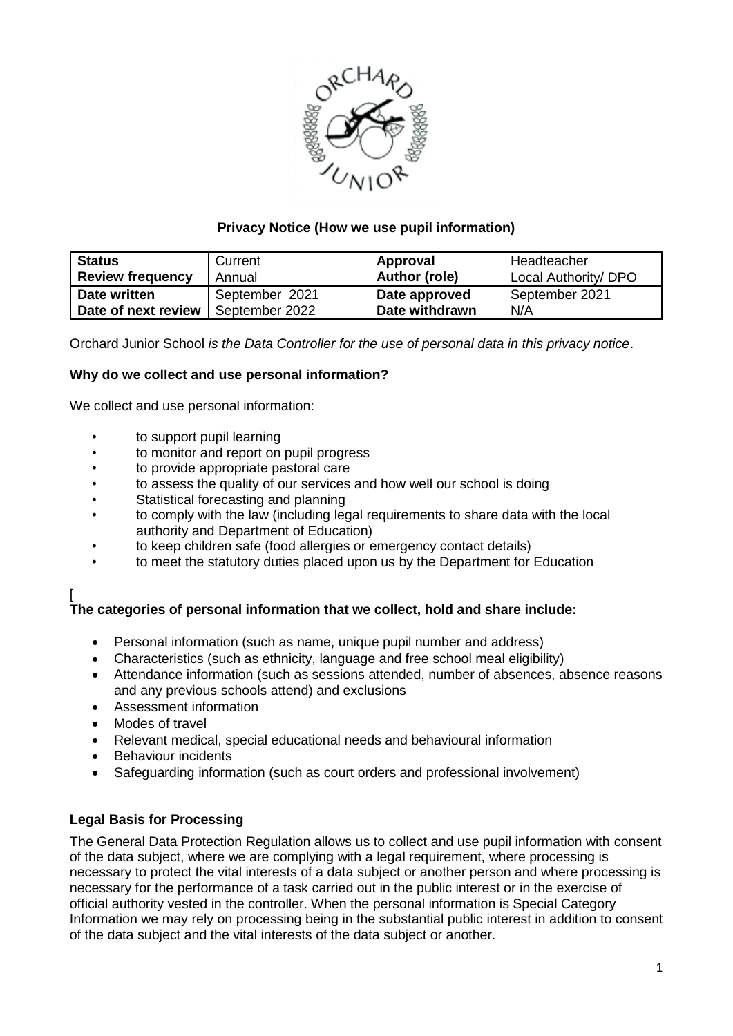**Privacy Notice (How we use pupil information)**

| **Status** | Current | **Approval** | Headteacher |
|---|---|---|---|
| **Review frequency** | Annual | **Author (role)** | Local Authority/ DPO |
| **Date written** | September 2021 | **Date approved** | September 2021 |
| **Date of next review** | September 2022 | **Date withdrawn** | N/A |

Orchard Junior School *is the Data Controller for the use of personal data in this privacy notice*.

**Why do we collect and use personal information?**

We collect and use personal information:

- to support pupil learning
- to monitor and report on pupil progress
- to provide appropriate pastoral care
- to assess the quality of our services and how well our school is doing
- Statistical forecasting and planning
- to comply with the law (including legal requirements to share data with the local authority and Department of Education)
- to keep children safe (food allergies or emergency contact details)
- to meet the statutory duties placed upon us by the Department for Education

[

**The categories of personal information that we collect, hold and share include:**

- Personal information (such as name, unique pupil number and address)
- Characteristics (such as ethnicity, language and free school meal eligibility)
- Attendance information (such as sessions attended, number of absences, absence reasons and any previous schools attend) and exclusions
- Assessment information
- Modes of travel
- Relevant medical, special educational needs and behavioural information
- Behaviour incidents
- Safeguarding information (such as court orders and professional involvement)

**Legal Basis for Processing**

The General Data Protection Regulation allows us to collect and use pupil information with consent of the data subject, where we are complying with a legal requirement, where processing is necessary to protect the vital interests of a data subject or another person and where processing is necessary for the performance of a task carried out in the public interest or in the exercise of official authority vested in the controller. When the personal information is Special Category Information we may rely on processing being in the substantial public interest in addition to consent of the data subject and the vital interests of the data subject or another.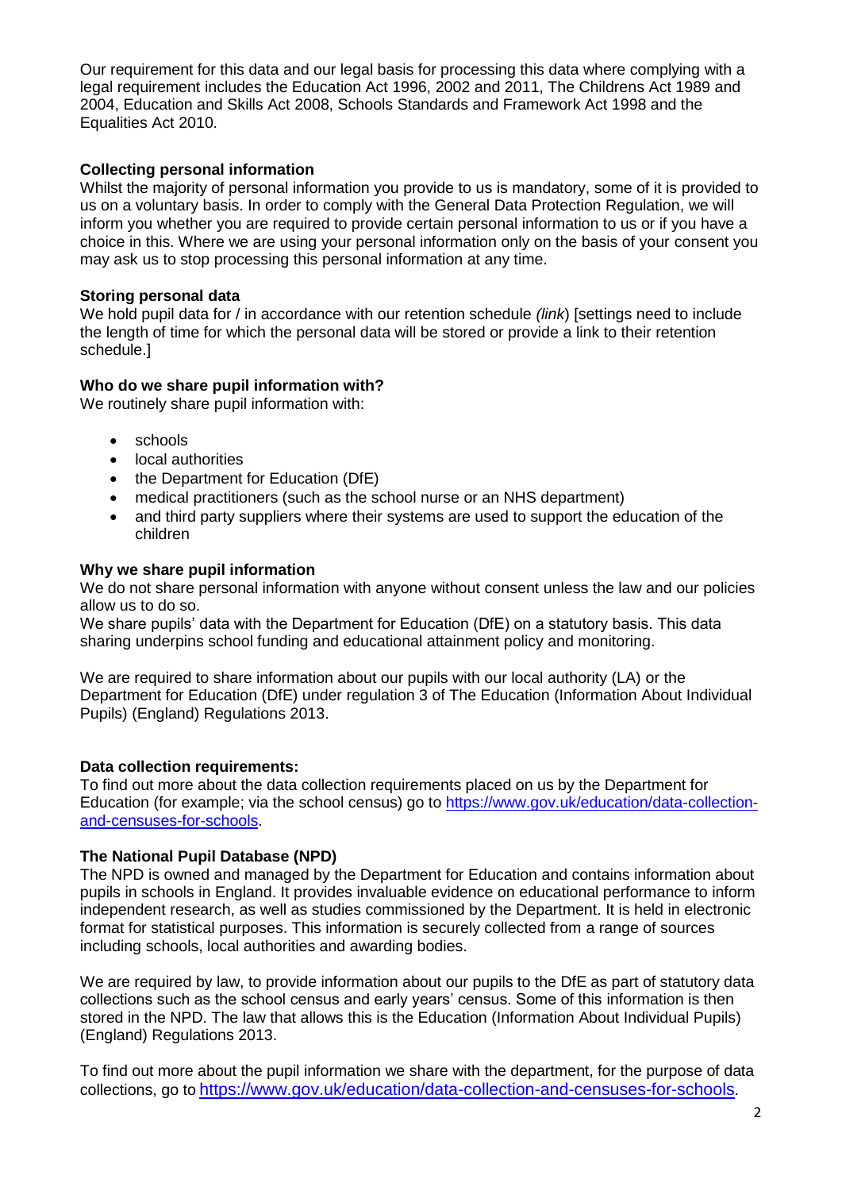Our requirement for this data and our legal basis for processing this data where complying with a legal requirement includes the Education Act 1996, 2002 and 2011, The Childrens Act 1989 and 2004, Education and Skills Act 2008, Schools Standards and Framework Act 1998 and the Equalities Act 2010.

**Collecting personal information**

Whilst the majority of personal information you provide to us is mandatory, some of it is provided to us on a voluntary basis. In order to comply with the General Data Protection Regulation, we will inform you whether you are required to provide certain personal information to us or if you have a choice in this. Where we are using your personal information only on the basis of your consent you may ask us to stop processing this personal information at any time.

**Storing personal data**

We hold pupil data for / in accordance with our retention schedule *(link*) [settings need to include the length of time for which the personal data will be stored or provide a link to their retention schedule.]

**Who do we share pupil information with?**

We routinely share pupil information with:

- schools
- local authorities
- the Department for Education (DfE)
- medical practitioners (such as the school nurse or an NHS department)
- and third party suppliers where their systems are used to support the education of the children

**Why we share pupil information**

We do not share personal information with anyone without consent unless the law and our policies allow us to do so.

We share pupils' data with the Department for Education (DfE) on a statutory basis. This data sharing underpins school funding and educational attainment policy and monitoring.

We are required to share information about our pupils with our local authority (LA) or the Department for Education (DfE) under regulation 3 of The Education (Information About Individual Pupils) (England) Regulations 2013.

**Data collection requirements:**

To find out more about the data collection requirements placed on us by the Department for Education (for example; via the school census) go to https://www.gov.uk/education/data-collection-and-censuses-for-schools.

**The National Pupil Database (NPD)**

The NPD is owned and managed by the Department for Education and contains information about pupils in schools in England. It provides invaluable evidence on educational performance to inform independent research, as well as studies commissioned by the Department. It is held in electronic format for statistical purposes. This information is securely collected from a range of sources including schools, local authorities and awarding bodies.

We are required by law, to provide information about our pupils to the DfE as part of statutory data collections such as the school census and early years' census. Some of this information is then stored in the NPD. The law that allows this is the Education (Information About Individual Pupils) (England) Regulations 2013.

To find out more about the pupil information we share with the department, for the purpose of data collections, go to https://www.gov.uk/education/data-collection-and-censuses-for-schools.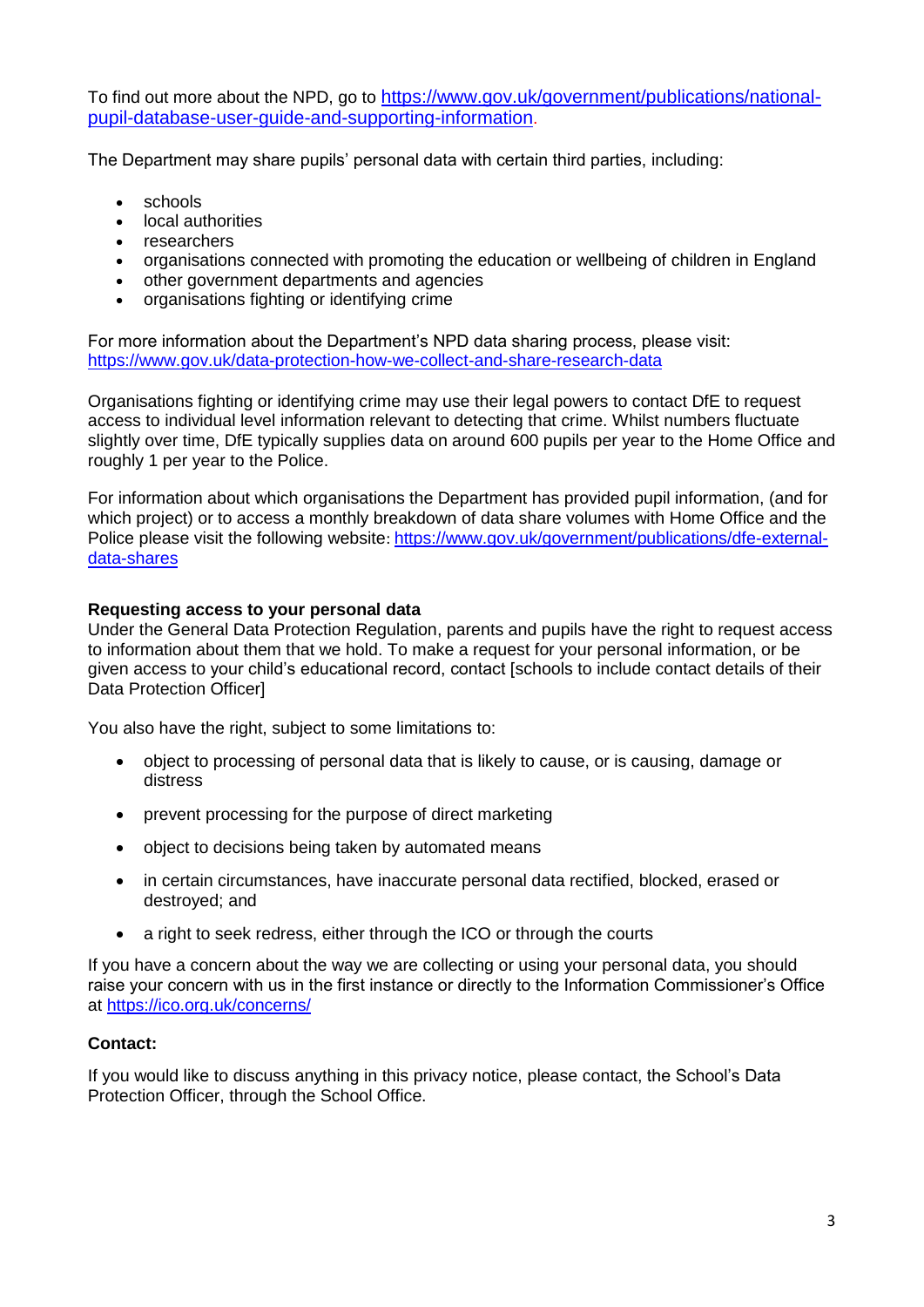To find out more about the NPD, go to [https://www.gov.uk/government/publications/national-pupil-database-user-guide-and-supporting-information](https://www.gov.uk/government/publications/national-pupil-database-user-guide-and-supporting-information).

The Department may share pupils' personal data with certain third parties, including:

- schools
- local authorities
- researchers
- organisations connected with promoting the education or wellbeing of children in England
- other government departments and agencies
- organisations fighting or identifying crime

For more information about the Department's NPD data sharing process, please visit: [https://www.gov.uk/data-protection-how-we-collect-and-share-research-data](https://www.gov.uk/data-protection-how-we-collect-and-share-research-data)

Organisations fighting or identifying crime may use their legal powers to contact DfE to request access to individual level information relevant to detecting that crime. Whilst numbers fluctuate slightly over time, DfE typically supplies data on around 600 pupils per year to the Home Office and roughly 1 per year to the Police.

For information about which organisations the Department has provided pupil information, (and for which project) or to access a monthly breakdown of data share volumes with Home Office and the Police please visit the following website: [https://www.gov.uk/government/publications/dfe-external-data-shares](https://www.gov.uk/government/publications/dfe-external-data-shares)

**Requesting access to your personal data**

Under the General Data Protection Regulation, parents and pupils have the right to request access to information about them that we hold. To make a request for your personal information, or be given access to your child's educational record, contact [schools to include contact details of their Data Protection Officer]

You also have the right, subject to some limitations to:

- object to processing of personal data that is likely to cause, or is causing, damage or distress
- prevent processing for the purpose of direct marketing
- object to decisions being taken by automated means
- in certain circumstances, have inaccurate personal data rectified, blocked, erased or destroyed; and
- a right to seek redress, either through the ICO or through the courts

If you have a concern about the way we are collecting or using your personal data, you should raise your concern with us in the first instance or directly to the Information Commissioner's Office at [https://ico.org.uk/concerns/](https://ico.org.uk/concerns/)

**Contact:**

If you would like to discuss anything in this privacy notice, please contact, the School's Data Protection Officer, through the School Office.